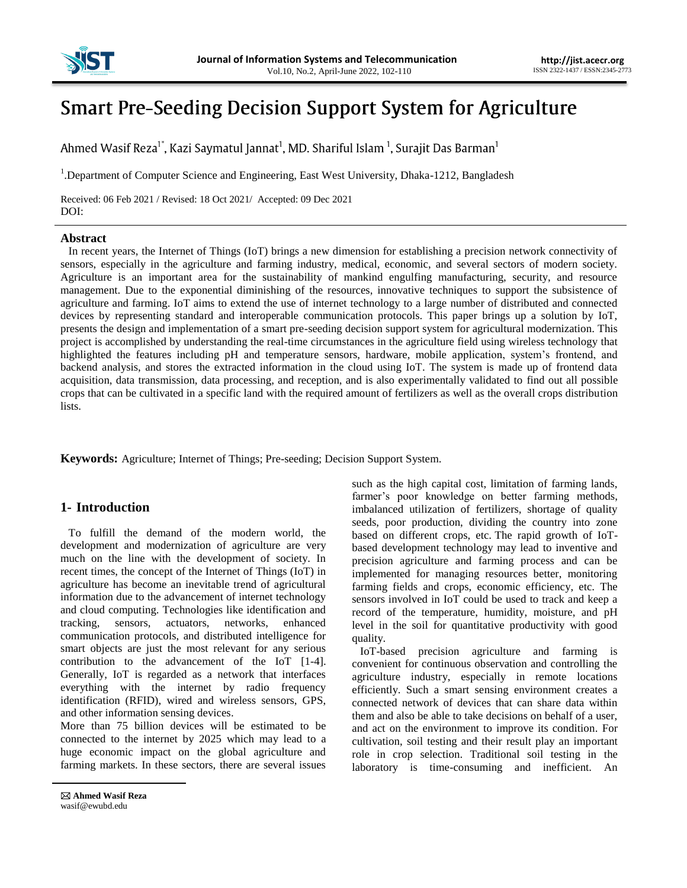# Smart Pre-Seeding Decision Support System for Agriculture

Ahmed Wasif Reza[1*], Kazi Saymatul Jannat[1], MD. Shariful Islam [1], Surajit Das Barman[1]

[1].Department of Computer Science and Engineering, East West University, Dhaka-1212, Bangladesh

Received: 06 Feb 2021 / Revised: 18 Oct 2021/ Accepted: 09 Dec 2021
DOI:

## Abstract

In recent years, the Internet of Things (IoT) brings a new dimension for establishing a precision network connectivity of sensors, especially in the agriculture and farming industry, medical, economic, and several sectors of modern society. Agriculture is an important area for the sustainability of mankind engulfing manufacturing, security, and resource management. Due to the exponential diminishing of the resources, innovative techniques to support the subsistence of agriculture and farming. IoT aims to extend the use of internet technology to a large number of distributed and connected devices by representing standard and interoperable communication protocols. This paper brings up a solution by IoT, presents the design and implementation of a smart pre-seeding decision support system for agricultural modernization. This project is accomplished by understanding the real-time circumstances in the agriculture field using wireless technology that highlighted the features including pH and temperature sensors, hardware, mobile application, system's frontend, and backend analysis, and stores the extracted information in the cloud using IoT. The system is made up of frontend data acquisition, data transmission, data processing, and reception, and is also experimentally validated to find out all possible crops that can be cultivated in a specific land with the required amount of fertilizers as well as the overall crops distribution lists.

**Keywords:** Agriculture; Internet of Things; Pre-seeding; Decision Support System.

## 1- Introduction

To fulfill the demand of the modern world, the development and modernization of agriculture are very much on the line with the development of society. In recent times, the concept of the Internet of Things (IoT) in agriculture has become an inevitable trend of agricultural information due to the advancement of internet technology and cloud computing. Technologies like identification and tracking, sensors, actuators, networks, enhanced communication protocols, and distributed intelligence for smart objects are just the most relevant for any serious contribution to the advancement of the IoT [1-4]. Generally, IoT is regarded as a network that interfaces everything with the internet by radio frequency identification (RFID), wired and wireless sensors, GPS, and other information sensing devices.

More than 75 billion devices will be estimated to be connected to the internet by 2025 which may lead to a huge economic impact on the global agriculture and farming markets. In these sectors, there are several issues such as the high capital cost, limitation of farming lands, farmer's poor knowledge on better farming methods, imbalanced utilization of fertilizers, shortage of quality seeds, poor production, dividing the country into zone based on different crops, etc. The rapid growth of IoT-based development technology may lead to inventive and precision agriculture and farming process and can be implemented for managing resources better, monitoring farming fields and crops, economic efficiency, etc. The sensors involved in IoT could be used to track and keep a record of the temperature, humidity, moisture, and pH level in the soil for quantitative productivity with good quality.

IoT-based precision agriculture and farming is convenient for continuous observation and controlling the agriculture industry, especially in remote locations efficiently. Such a smart sensing environment creates a connected network of devices that can share data within them and also be able to take decisions on behalf of a user, and act on the environment to improve its condition. For cultivation, soil testing and their result play an important role in crop selection. Traditional soil testing in the laboratory is time-consuming and inefficient. An

---

✉ **Ahmed Wasif Reza**
wasif@ewubd.edu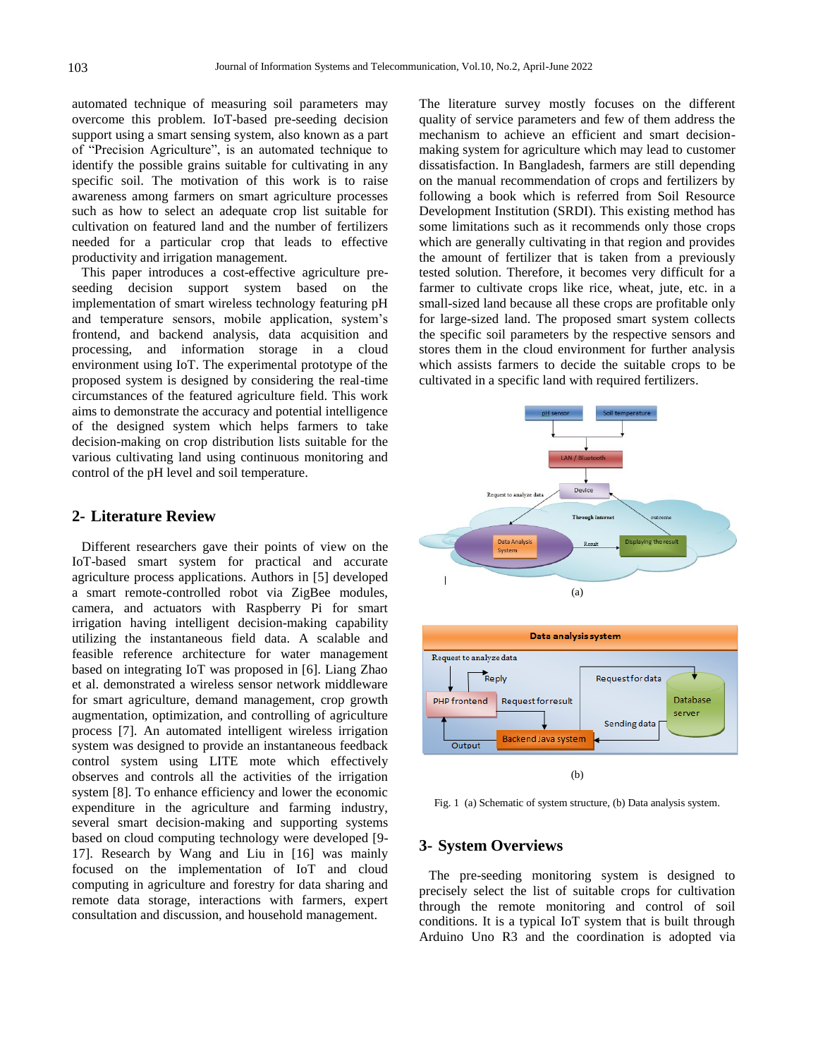automated technique of measuring soil parameters may overcome this problem. IoT-based pre-seeding decision support using a smart sensing system, also known as a part of "Precision Agriculture", is an automated technique to identify the possible grains suitable for cultivating in any specific soil. The motivation of this work is to raise awareness among farmers on smart agriculture processes such as how to select an adequate crop list suitable for cultivation on featured land and the number of fertilizers needed for a particular crop that leads to effective productivity and irrigation management.

This paper introduces a cost-effective agriculture pre-seeding decision support system based on the implementation of smart wireless technology featuring pH and temperature sensors, mobile application, system's frontend, and backend analysis, data acquisition and processing, and information storage in a cloud environment using IoT. The experimental prototype of the proposed system is designed by considering the real-time circumstances of the featured agriculture field. This work aims to demonstrate the accuracy and potential intelligence of the designed system which helps farmers to take decision-making on crop distribution lists suitable for the various cultivating land using continuous monitoring and control of the pH level and soil temperature.

## 2- Literature Review

Different researchers gave their points of view on the IoT-based smart system for practical and accurate agriculture process applications. Authors in [5] developed a smart remote-controlled robot via ZigBee modules, camera, and actuators with Raspberry Pi for smart irrigation having intelligent decision-making capability utilizing the instantaneous field data. A scalable and feasible reference architecture for water management based on integrating IoT was proposed in [6]. Liang Zhao et al. demonstrated a wireless sensor network middleware for smart agriculture, demand management, crop growth augmentation, optimization, and controlling of agriculture process [7]. An automated intelligent wireless irrigation system was designed to provide an instantaneous feedback control system using LITE mote which effectively observes and controls all the activities of the irrigation system [8]. To enhance efficiency and lower the economic expenditure in the agriculture and farming industry, several smart decision-making and supporting systems based on cloud computing technology were developed [9-17]. Research by Wang and Liu in [16] was mainly focused on the implementation of IoT and cloud computing in agriculture and forestry for data sharing and remote data storage, interactions with farmers, expert consultation and discussion, and household management.

The literature survey mostly focuses on the different quality of service parameters and few of them address the mechanism to achieve an efficient and smart decision-making system for agriculture which may lead to customer dissatisfaction. In Bangladesh, farmers are still depending on the manual recommendation of crops and fertilizers by following a book which is referred from Soil Resource Development Institution (SRDI). This existing method has some limitations such as it recommends only those crops which are generally cultivating in that region and provides the amount of fertilizer that is taken from a previously tested solution. Therefore, it becomes very difficult for a farmer to cultivate crops like rice, wheat, jute, etc. in a small-sized land because all these crops are profitable only for large-sized land. The proposed smart system collects the specific soil parameters by the respective sensors and stores them in the cloud environment for further analysis which assists farmers to decide the suitable crops to be cultivated in a specific land with required fertilizers.

(a)

(b)

Fig. 1 (a) Schematic of system structure, (b) Data analysis system.

## 3- System Overviews

The pre-seeding monitoring system is designed to precisely select the list of suitable crops for cultivation through the remote monitoring and control of soil conditions. It is a typical IoT system that is built through Arduino Uno R3 and the coordination is adopted via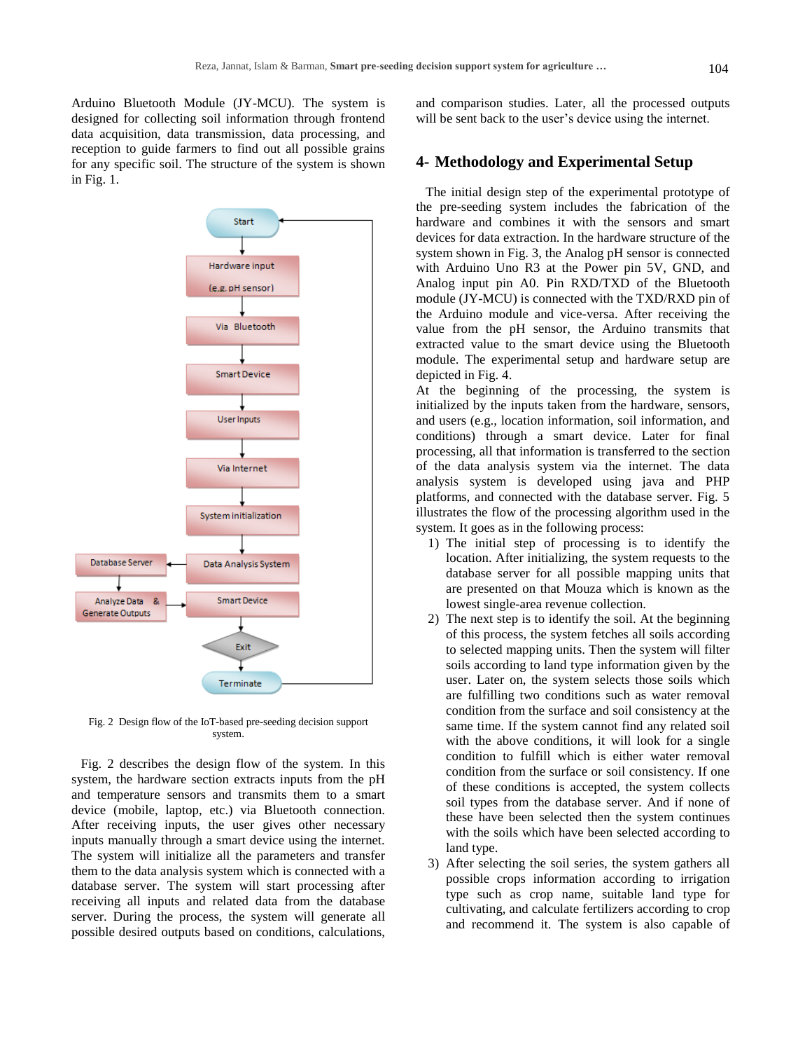Arduino Bluetooth Module (JY-MCU). The system is designed for collecting soil information through frontend data acquisition, data transmission, data processing, and reception to guide farmers to find out all possible grains for any specific soil. The structure of the system is shown in Fig. 1.

Fig. 2 Design flow of the IoT-based pre-seeding decision support system.

Fig. 2 describes the design flow of the system. In this system, the hardware section extracts inputs from the pH and temperature sensors and transmits them to a smart device (mobile, laptop, etc.) via Bluetooth connection. After receiving inputs, the user gives other necessary inputs manually through a smart device using the internet. The system will initialize all the parameters and transfer them to the data analysis system which is connected with a database server. The system will start processing after receiving all inputs and related data from the database server. During the process, the system will generate all possible desired outputs based on conditions, calculations, and comparison studies. Later, all the processed outputs will be sent back to the user's device using the internet.

## 4- Methodology and Experimental Setup

The initial design step of the experimental prototype of the pre-seeding system includes the fabrication of the hardware and combines it with the sensors and smart devices for data extraction. In the hardware structure of the system shown in Fig. 3, the Analog pH sensor is connected with Arduino Uno R3 at the Power pin 5V, GND, and Analog input pin A0. Pin RXD/TXD of the Bluetooth module (JY-MCU) is connected with the TXD/RXD pin of the Arduino module and vice-versa. After receiving the value from the pH sensor, the Arduino transmits that extracted value to the smart device using the Bluetooth module. The experimental setup and hardware setup are depicted in Fig. 4.

At the beginning of the processing, the system is initialized by the inputs taken from the hardware, sensors, and users (e.g., location information, soil information, and conditions) through a smart device. Later for final processing, all that information is transferred to the section of the data analysis system via the internet. The data analysis system is developed using java and PHP platforms, and connected with the database server. Fig. 5 illustrates the flow of the processing algorithm used in the system. It goes as in the following process:

1) The initial step of processing is to identify the location. After initializing, the system requests to the database server for all possible mapping units that are presented on that Mouza which is known as the lowest single-area revenue collection.
2) The next step is to identify the soil. At the beginning of this process, the system fetches all soils according to selected mapping units. Then the system will filter soils according to land type information given by the user. Later on, the system selects those soils which are fulfilling two conditions such as water removal condition from the surface and soil consistency at the same time. If the system cannot find any related soil with the above conditions, it will look for a single condition to fulfill which is either water removal condition from the surface or soil consistency. If one of these conditions is accepted, the system collects soil types from the database server. And if none of these have been selected then the system continues with the soils which have been selected according to land type.
3) After selecting the soil series, the system gathers all possible crops information according to irrigation type such as crop name, suitable land type for cultivating, and calculate fertilizers according to crop and recommend it. The system is also capable of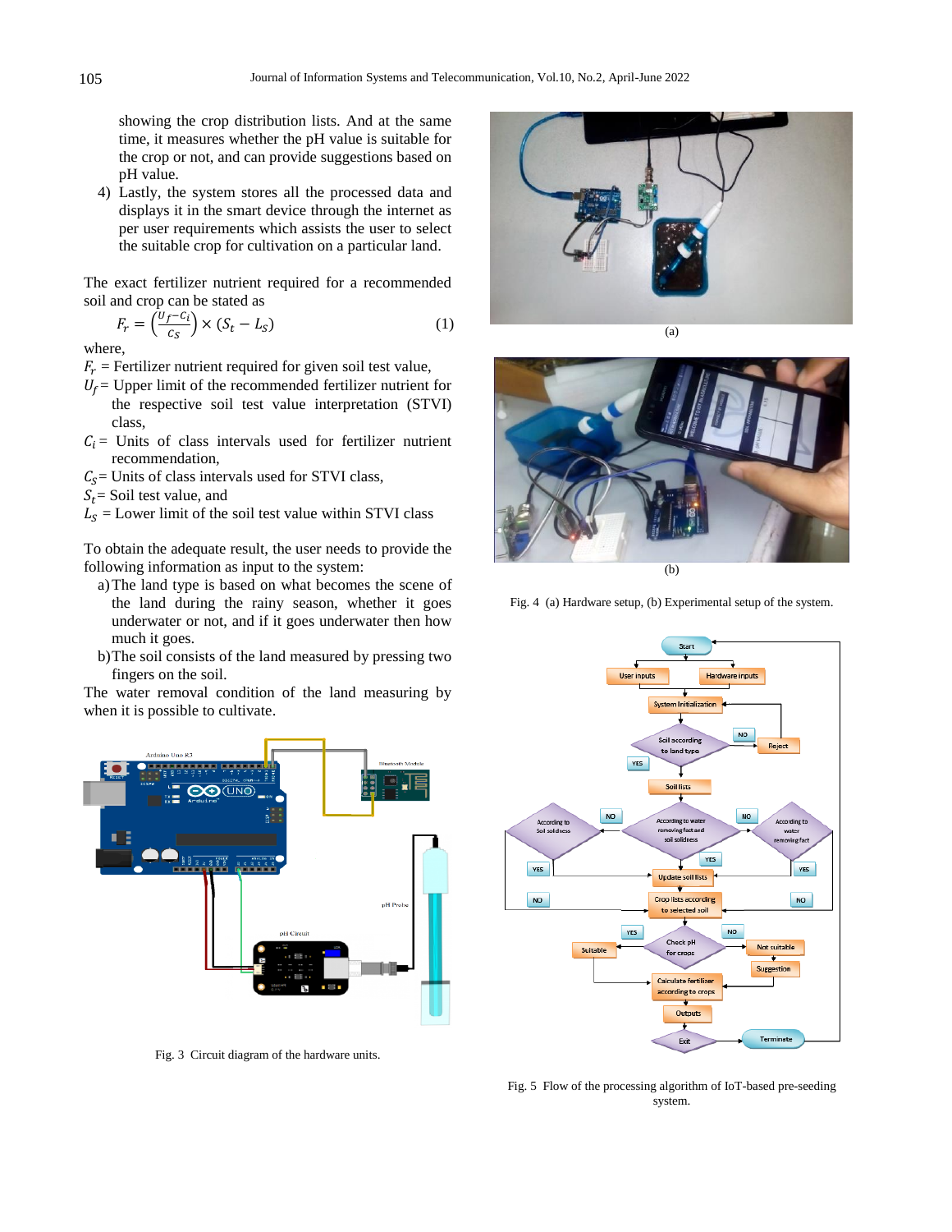showing the crop distribution lists. And at the same time, it measures whether the pH value is suitable for the crop or not, and can provide suggestions based on pH value.

4) Lastly, the system stores all the processed data and displays it in the smart device through the internet as per user requirements which assists the user to select the suitable crop for cultivation on a particular land.

The exact fertilizer nutrient required for a recommended soil and crop can be stated as

$$F_r = \left(\frac{U_f - C_i}{C_S}\right) \times (S_t - L_S) \quad (1)$$

where,

$F_r$ = Fertilizer nutrient required for given soil test value,

$U_f$ = Upper limit of the recommended fertilizer nutrient for the respective soil test value interpretation (STVI) class,

$C_i$ = Units of class intervals used for fertilizer nutrient recommendation,

$C_S$ = Units of class intervals used for STVI class,

$S_t$ = Soil test value, and

$L_S$ = Lower limit of the soil test value within STVI class

To obtain the adequate result, the user needs to provide the following information as input to the system:

a) The land type is based on what becomes the scene of the land during the rainy season, whether it goes underwater or not, and if it goes underwater then how much it goes.

b) The soil consists of the land measured by pressing two fingers on the soil.

The water removal condition of the land measuring by when it is possible to cultivate.

Fig. 3 Circuit diagram of the hardware units.

(a)

(b)

Fig. 4 (a) Hardware setup, (b) Experimental setup of the system.

Fig. 5 Flow of the processing algorithm of IoT-based pre-seeding system.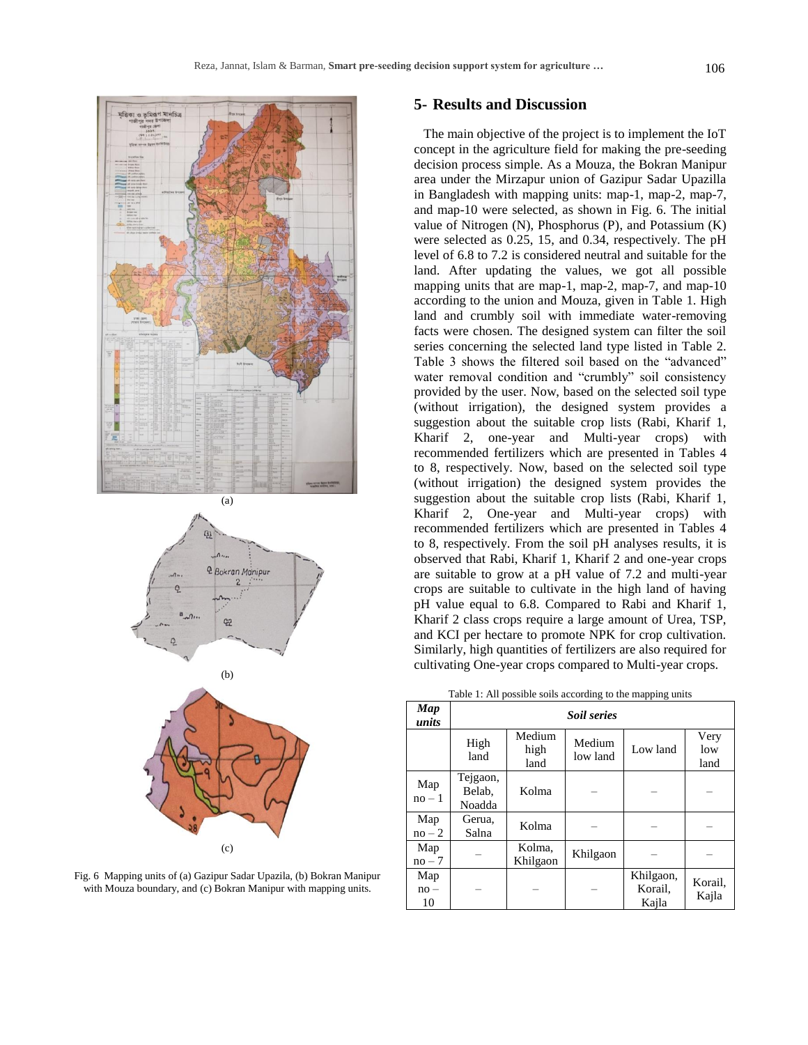Fig. 6 Mapping units of (a) Gazipur Sadar Upazila, (b) Bokran Manipur with Mouza boundary, and (c) Bokran Manipur with mapping units.

## 5- Results and Discussion

The main objective of the project is to implement the IoT concept in the agriculture field for making the pre-seeding decision process simple. As a Mouza, the Bokran Manipur area under the Mirzapur union of Gazipur Sadar Upazilla in Bangladesh with mapping units: map-1, map-2, map-7, and map-10 were selected, as shown in Fig. 6. The initial value of Nitrogen (N), Phosphorus (P), and Potassium (K) were selected as 0.25, 15, and 0.34, respectively. The pH level of 6.8 to 7.2 is considered neutral and suitable for the land. After updating the values, we got all possible mapping units that are map-1, map-2, map-7, and map-10 according to the union and Mouza, given in Table 1. High land and crumbly soil with immediate water-removing facts were chosen. The designed system can filter the soil series concerning the selected land type listed in Table 2. Table 3 shows the filtered soil based on the "advanced" water removal condition and "crumbly" soil consistency provided by the user. Now, based on the selected soil type (without irrigation), the designed system provides a suggestion about the suitable crop lists (Rabi, Kharif 1, Kharif 2, one-year and Multi-year crops) with recommended fertilizers which are presented in Tables 4 to 8, respectively. Now, based on the selected soil type (without irrigation) the designed system provides the suggestion about the suitable crop lists (Rabi, Kharif 1, Kharif 2, One-year and Multi-year crops) with recommended fertilizers which are presented in Tables 4 to 8, respectively. From the soil pH analyses results, it is observed that Rabi, Kharif 1, Kharif 2 and one-year crops are suitable to grow at a pH value of 7.2 and multi-year crops are suitable to cultivate in the high land of having pH value equal to 6.8. Compared to Rabi and Kharif 1, Kharif 2 class crops require a large amount of Urea, TSP, and KCI per hectare to promote NPK for crop cultivation. Similarly, high quantities of fertilizers are also required for cultivating One-year crops compared to Multi-year crops.

Table 1: All possible soils according to the mapping units

| ***Map units*** | ***Soil series*** | | | | |
|---|---|---|---|---|---|
| | High land | Medium high land | Medium low land | Low land | Very low land |
| Map no – 1 | Tejgaon, Belab, Noadda | Kolma | – | – | – |
| Map no – 2 | Gerua, Salna | Kolma | – | – | – |
| Map no – 7 | – | Kolma, Khilgaon | Khilgaon | – | – |
| Map no – 10 | – | – | – | Khilgaon, Korail, Kajla | Korail, Kajla |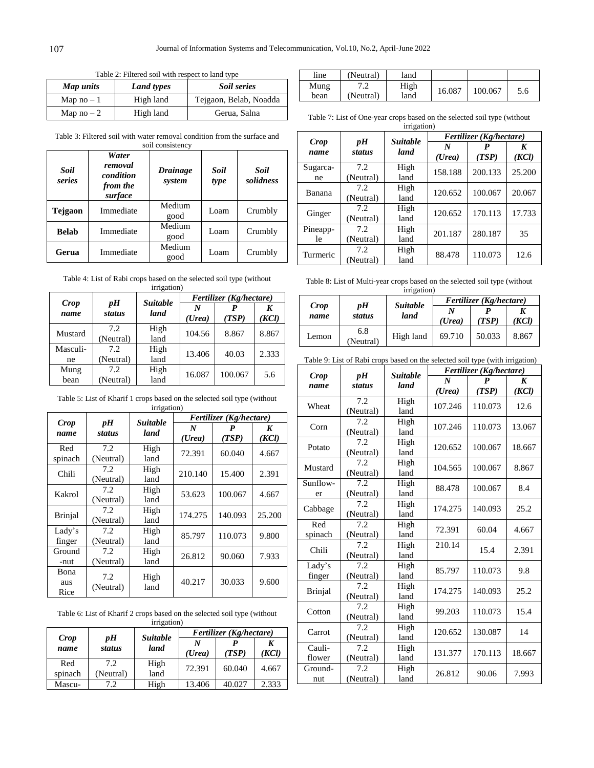Table 2: Filtered soil with respect to land type

| *Map units* | *Land types* | *Soil series* |
|---|---|---|
| Map no – 1 | High land | Tejgaon, Belab, Noadda |
| Map no – 2 | High land | Gerua, Salna |

Table 3: Filtered soil with water removal condition from the surface and soil consistency

| *Soil series* | *Water removal condition from the surface* | *Drainage system* | *Soil type* | *Soil solidness* |
|---|---|---|---|---|
| **Tejgaon** | Immediate | Medium good | Loam | Crumbly |
| **Belab** | Immediate | Medium good | Loam | Crumbly |
| **Gerua** | Immediate | Medium good | Loam | Crumbly |

Table 4: List of Rabi crops based on the selected soil type (without irrigation)

| *Crop name* | *pH status* | *Suitable land* | *Fertilizer (Kg/hectare)* | | |
|---|---|---|---|---|---|
| | | | *N (Urea)* | *P (TSP)* | *K (KCl)* |
| Mustard | 7.2 (Neutral) | High land | 104.56 | 8.867 | 8.867 |
| Masculine | 7.2 (Neutral) | High land | 13.406 | 40.03 | 2.333 |
| Mung bean | 7.2 (Neutral) | High land | 16.087 | 100.067 | 5.6 |

Table 5: List of Kharif 1 crops based on the selected soil type (without irrigation)

| *Crop name* | *pH status* | *Suitable land* | *Fertilizer (Kg/hectare)* | | |
|---|---|---|---|---|---|
| | | | *N (Urea)* | *P (TSP)* | *K (KCl)* |
| Red spinach | 7.2 (Neutral) | High land | 72.391 | 60.040 | 4.667 |
| Chili | 7.2 (Neutral) | High land | 210.140 | 15.400 | 2.391 |
| Kakrol | 7.2 (Neutral) | High land | 53.623 | 100.067 | 4.667 |
| Brinjal | 7.2 (Neutral) | High land | 174.275 | 140.093 | 25.200 |
| Lady's finger | 7.2 (Neutral) | High land | 85.797 | 110.073 | 9.800 |
| Ground -nut | 7.2 (Neutral) | High land | 26.812 | 90.060 | 7.933 |
| Bona aus Rice | 7.2 (Neutral) | High land | 40.217 | 30.033 | 9.600 |

Table 6: List of Kharif 2 crops based on the selected soil type (without irrigation)

| *Crop name* | *pH status* | *Suitable land* | *Fertilizer (Kg/hectare)* | | |
|---|---|---|---|---|---|
| | | | *N (Urea)* | *P (TSP)* | *K (KCl)* |
| Red spinach | 7.2 (Neutral) | High land | 72.391 | 60.040 | 4.667 |
| Masculine | 7.2 (Neutral) | High land | 13.406 | 40.027 | 2.333 |
| Mung bean | 7.2 (Neutral) | High land | 16.087 | 100.067 | 5.6 |

Table 7: List of One-year crops based on the selected soil type (without irrigation)

| *Crop name* | *pH status* | *Suitable land* | *Fertilizer (Kg/hectare)* | | |
|---|---|---|---|---|---|
| | | | *N (Urea)* | *P (TSP)* | *K (KCl)* |
| Sugarcane | 7.2 (Neutral) | High land | 158.188 | 200.133 | 25.200 |
| Banana | 7.2 (Neutral) | High land | 120.652 | 100.067 | 20.067 |
| Ginger | 7.2 (Neutral) | High land | 120.652 | 170.113 | 17.733 |
| Pineapple | 7.2 (Neutral) | High land | 201.187 | 280.187 | 35 |
| Turmeric | 7.2 (Neutral) | High land | 88.478 | 110.073 | 12.6 |

Table 8: List of Multi-year crops based on the selected soil type (without irrigation)

| *Crop name* | *pH status* | *Suitable land* | *Fertilizer (Kg/hectare)* | | |
|---|---|---|---|---|---|
| | | | *N (Urea)* | *P (TSP)* | *K (KCl)* |
| Lemon | 6.8 (Neutral) | High land | 69.710 | 50.033 | 8.867 |

Table 9: List of Rabi crops based on the selected soil type (with irrigation)

| *Crop name* | *pH status* | *Suitable land* | *Fertilizer (Kg/hectare)* | | |
|---|---|---|---|---|---|
| | | | *N (Urea)* | *P (TSP)* | *K (KCl)* |
| Wheat | 7.2 (Neutral) | High land | 107.246 | 110.073 | 12.6 |
| Corn | 7.2 (Neutral) | High land | 107.246 | 110.073 | 13.067 |
| Potato | 7.2 (Neutral) | High land | 120.652 | 100.067 | 18.667 |
| Mustard | 7.2 (Neutral) | High land | 104.565 | 100.067 | 8.867 |
| Sunflower | 7.2 (Neutral) | High land | 88.478 | 100.067 | 8.4 |
| Cabbage | 7.2 (Neutral) | High land | 174.275 | 140.093 | 25.2 |
| Red spinach | 7.2 (Neutral) | High land | 72.391 | 60.04 | 4.667 |
| Chili | 7.2 (Neutral) | High land | 210.14 | 15.4 | 2.391 |
| Lady's finger | 7.2 (Neutral) | High land | 85.797 | 110.073 | 9.8 |
| Brinjal | 7.2 (Neutral) | High land | 174.275 | 140.093 | 25.2 |
| Cotton | 7.2 (Neutral) | High land | 99.203 | 110.073 | 15.4 |
| Carrot | 7.2 (Neutral) | High land | 120.652 | 130.087 | 14 |
| Cauliflower | 7.2 (Neutral) | High land | 131.377 | 170.113 | 18.667 |
| Groundnut | 7.2 (Neutral) | High land | 26.812 | 90.06 | 7.993 |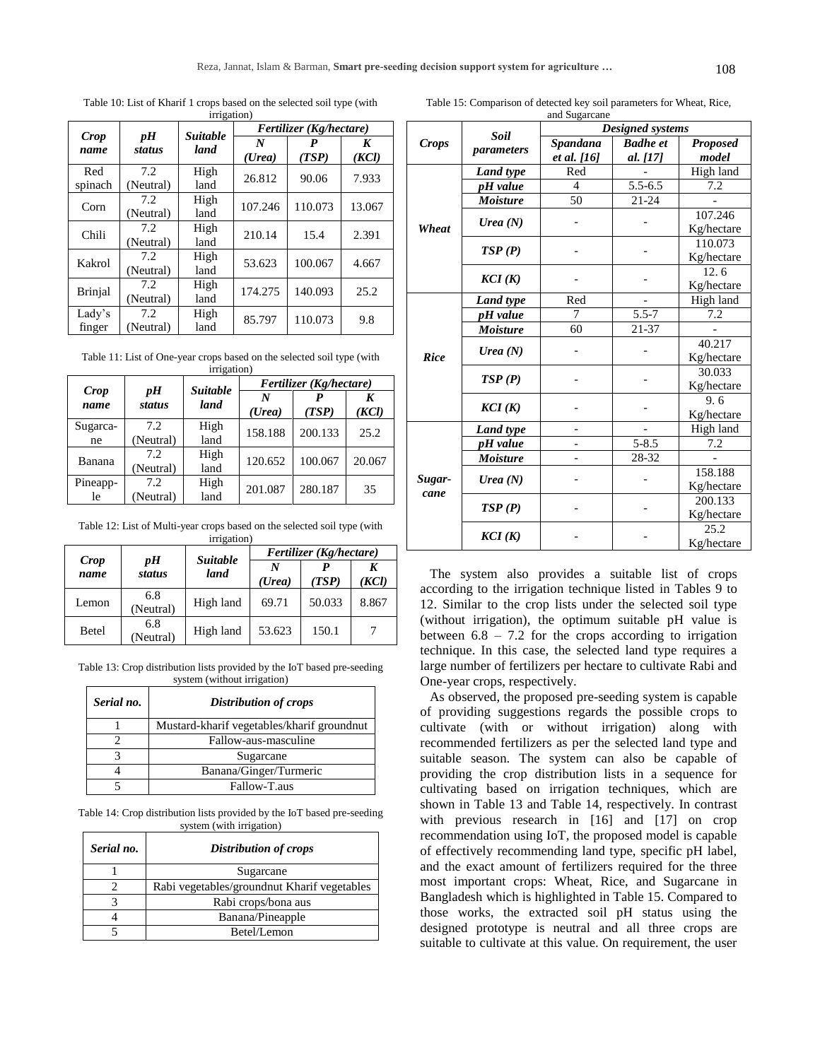Table 10: List of Kharif 1 crops based on the selected soil type (with irrigation)

| Crop name | pH status | Suitable land | Fertilizer (Kg/hectare) | | |
|---|---|---|---|---|---|
| | | | N (Urea) | P (TSP) | K (KCl) |
| Red spinach | 7.2 (Neutral) | High land | 26.812 | 90.06 | 7.933 |
| Corn | 7.2 (Neutral) | High land | 107.246 | 110.073 | 13.067 |
| Chili | 7.2 (Neutral) | High land | 210.14 | 15.4 | 2.391 |
| Kakrol | 7.2 (Neutral) | High land | 53.623 | 100.067 | 4.667 |
| Brinjal | 7.2 (Neutral) | High land | 174.275 | 140.093 | 25.2 |
| Lady's finger | 7.2 (Neutral) | High land | 85.797 | 110.073 | 9.8 |

Table 11: List of One-year crops based on the selected soil type (with irrigation)

| Crop name | pH status | Suitable land | Fertilizer (Kg/hectare) | | |
|---|---|---|---|---|---|
| | | | N (Urea) | P (TSP) | K (KCl) |
| Sugarcane | 7.2 (Neutral) | High land | 158.188 | 200.133 | 25.2 |
| Banana | 7.2 (Neutral) | High land | 120.652 | 100.067 | 20.067 |
| Pineapple | 7.2 (Neutral) | High land | 201.087 | 280.187 | 35 |

Table 12: List of Multi-year crops based on the selected soil type (with irrigation)

| Crop name | pH status | Suitable land | Fertilizer (Kg/hectare) | | |
|---|---|---|---|---|---|
| | | | N (Urea) | P (TSP) | K (KCl) |
| Lemon | 6.8 (Neutral) | High land | 69.71 | 50.033 | 8.867 |
| Betel | 6.8 (Neutral) | High land | 53.623 | 150.1 | 7 |

Table 13: Crop distribution lists provided by the IoT based pre-seeding system (without irrigation)

| Serial no. | Distribution of crops |
|---|---|
| 1 | Mustard-kharif vegetables/kharif groundnut |
| 2 | Fallow-aus-masculine |
| 3 | Sugarcane |
| 4 | Banana/Ginger/Turmeric |
| 5 | Fallow-T.aus |

Table 14: Crop distribution lists provided by the IoT based pre-seeding system (with irrigation)

| Serial no. | Distribution of crops |
|---|---|
| 1 | Sugarcane |
| 2 | Rabi vegetables/groundnut Kharif vegetables |
| 3 | Rabi crops/bona aus |
| 4 | Banana/Pineapple |
| 5 | Betel/Lemon |

Table 15: Comparison of detected key soil parameters for Wheat, Rice, and Sugarcane

| Crops | Soil parameters | Designed systems | | |
|---|---|---|---|---|
| | | Spandana et al. [16] | Badhe et al. [17] | Proposed model |
| Wheat | Land type | Red | - | High land |
| | pH value | 4 | 5.5-6.5 | 7.2 |
| | Moisture | 50 | 21-24 | - |
| | Urea (N) | - | - | 107.246 Kg/hectare |
| | TSP (P) | - | - | 110.073 Kg/hectare |
| | KCI (K) | - | - | 12. 6 Kg/hectare |
| Rice | Land type | Red | - | High land |
| | pH value | 7 | 5.5-7 | 7.2 |
| | Moisture | 60 | 21-37 | - |
| | Urea (N) | - | - | 40.217 Kg/hectare |
| | TSP (P) | - | - | 30.033 Kg/hectare |
| | KCI (K) | - | - | 9. 6 Kg/hectare |
| Sugarcane | Land type | - | - | High land |
| | pH value | - | 5-8.5 | 7.2 |
| | Moisture | - | 28-32 | - |
| | Urea (N) | - | - | 158.188 Kg/hectare |
| | TSP (P) | - | - | 200.133 Kg/hectare |
| | KCI (K) | - | - | 25.2 Kg/hectare |

The system also provides a suitable list of crops according to the irrigation technique listed in Tables 9 to 12. Similar to the crop lists under the selected soil type (without irrigation), the optimum suitable pH value is between 6.8 – 7.2 for the crops according to irrigation technique. In this case, the selected land type requires a large number of fertilizers per hectare to cultivate Rabi and One-year crops, respectively.

As observed, the proposed pre-seeding system is capable of providing suggestions regards the possible crops to cultivate (with or without irrigation) along with recommended fertilizers as per the selected land type and suitable season. The system can also be capable of providing the crop distribution lists in a sequence for cultivating based on irrigation techniques, which are shown in Table 13 and Table 14, respectively. In contrast with previous research in [16] and [17] on crop recommendation using IoT, the proposed model is capable of effectively recommending land type, specific pH label, and the exact amount of fertilizers required for the three most important crops: Wheat, Rice, and Sugarcane in Bangladesh which is highlighted in Table 15. Compared to those works, the extracted soil pH status using the designed prototype is neutral and all three crops are suitable to cultivate at this value. On requirement, the user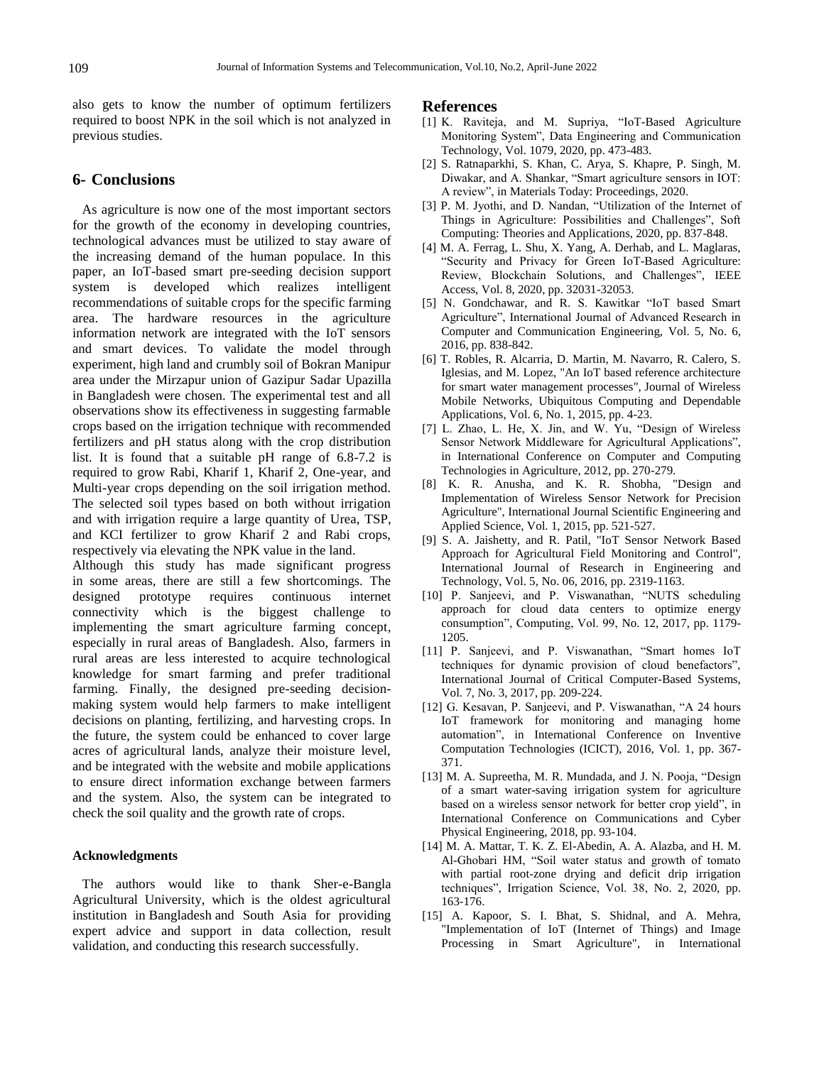also gets to know the number of optimum fertilizers required to boost NPK in the soil which is not analyzed in previous studies.

## 6- Conclusions

As agriculture is now one of the most important sectors for the growth of the economy in developing countries, technological advances must be utilized to stay aware of the increasing demand of the human populace. In this paper, an IoT-based smart pre-seeding decision support system is developed which realizes intelligent recommendations of suitable crops for the specific farming area. The hardware resources in the agriculture information network are integrated with the IoT sensors and smart devices. To validate the model through experiment, high land and crumbly soil of Bokran Manipur area under the Mirzapur union of Gazipur Sadar Upazilla in Bangladesh were chosen. The experimental test and all observations show its effectiveness in suggesting farmable crops based on the irrigation technique with recommended fertilizers and pH status along with the crop distribution list. It is found that a suitable pH range of 6.8-7.2 is required to grow Rabi, Kharif 1, Kharif 2, One-year, and Multi-year crops depending on the soil irrigation method. The selected soil types based on both without irrigation and with irrigation require a large quantity of Urea, TSP, and KCI fertilizer to grow Kharif 2 and Rabi crops, respectively via elevating the NPK value in the land.

Although this study has made significant progress in some areas, there are still a few shortcomings. The designed prototype requires continuous internet connectivity which is the biggest challenge to implementing the smart agriculture farming concept, especially in rural areas of Bangladesh. Also, farmers in rural areas are less interested to acquire technological knowledge for smart farming and prefer traditional farming. Finally, the designed pre-seeding decision-making system would help farmers to make intelligent decisions on planting, fertilizing, and harvesting crops. In the future, the system could be enhanced to cover large acres of agricultural lands, analyze their moisture level, and be integrated with the website and mobile applications to ensure direct information exchange between farmers and the system. Also, the system can be integrated to check the soil quality and the growth rate of crops.

#### Acknowledgments

The authors would like to thank Sher-e-Bangla Agricultural University, which is the oldest agricultural institution in Bangladesh and South Asia for providing expert advice and support in data collection, result validation, and conducting this research successfully.

## References

[1] K. Raviteja, and M. Supriya, "IoT-Based Agriculture Monitoring System", Data Engineering and Communication Technology, Vol. 1079, 2020, pp. 473-483.

[2] S. Ratnaparkhi, S. Khan, C. Arya, S. Khapre, P. Singh, M. Diwakar, and A. Shankar, "Smart agriculture sensors in IOT: A review", in Materials Today: Proceedings, 2020.

[3] P. M. Jyothi, and D. Nandan, "Utilization of the Internet of Things in Agriculture: Possibilities and Challenges", Soft Computing: Theories and Applications, 2020, pp. 837-848.

[4] M. A. Ferrag, L. Shu, X. Yang, A. Derhab, and L. Maglaras, "Security and Privacy for Green IoT-Based Agriculture: Review, Blockchain Solutions, and Challenges", IEEE Access, Vol. 8, 2020, pp. 32031-32053.

[5] N. Gondchawar, and R. S. Kawitkar "IoT based Smart Agriculture", International Journal of Advanced Research in Computer and Communication Engineering, Vol. 5, No. 6, 2016, pp. 838-842.

[6] T. Robles, R. Alcarria, D. Martin, M. Navarro, R. Calero, S. Iglesias, and M. Lopez, "An IoT based reference architecture for smart water management processes", Journal of Wireless Mobile Networks, Ubiquitous Computing and Dependable Applications, Vol. 6, No. 1, 2015, pp. 4-23.

[7] L. Zhao, L. He, X. Jin, and W. Yu, "Design of Wireless Sensor Network Middleware for Agricultural Applications", in International Conference on Computer and Computing Technologies in Agriculture, 2012, pp. 270-279.

[8] K. R. Anusha, and K. R. Shobha, "Design and Implementation of Wireless Sensor Network for Precision Agriculture", International Journal Scientific Engineering and Applied Science, Vol. 1, 2015, pp. 521-527.

[9] S. A. Jaishetty, and R. Patil, "IoT Sensor Network Based Approach for Agricultural Field Monitoring and Control", International Journal of Research in Engineering and Technology, Vol. 5, No. 06, 2016, pp. 2319-1163.

[10] P. Sanjeevi, and P. Viswanathan, "NUTS scheduling approach for cloud data centers to optimize energy consumption", Computing, Vol. 99, No. 12, 2017, pp. 1179-1205.

[11] P. Sanjeevi, and P. Viswanathan, "Smart homes IoT techniques for dynamic provision of cloud benefactors", International Journal of Critical Computer-Based Systems, Vol. 7, No. 3, 2017, pp. 209-224.

[12] G. Kesavan, P. Sanjeevi, and P. Viswanathan, "A 24 hours IoT framework for monitoring and managing home automation", in International Conference on Inventive Computation Technologies (ICICT), 2016, Vol. 1, pp. 367-371.

[13] M. A. Supreetha, M. R. Mundada, and J. N. Pooja, "Design of a smart water-saving irrigation system for agriculture based on a wireless sensor network for better crop yield", in International Conference on Communications and Cyber Physical Engineering, 2018, pp. 93-104.

[14] M. A. Mattar, T. K. Z. El-Abedin, A. A. Alazba, and H. M. Al-Ghobari HM, "Soil water status and growth of tomato with partial root-zone drying and deficit drip irrigation techniques", Irrigation Science, Vol. 38, No. 2, 2020, pp. 163-176.

[15] A. Kapoor, S. I. Bhat, S. Shidnal, and A. Mehra, "Implementation of IoT (Internet of Things) and Image Processing in Smart Agriculture", in International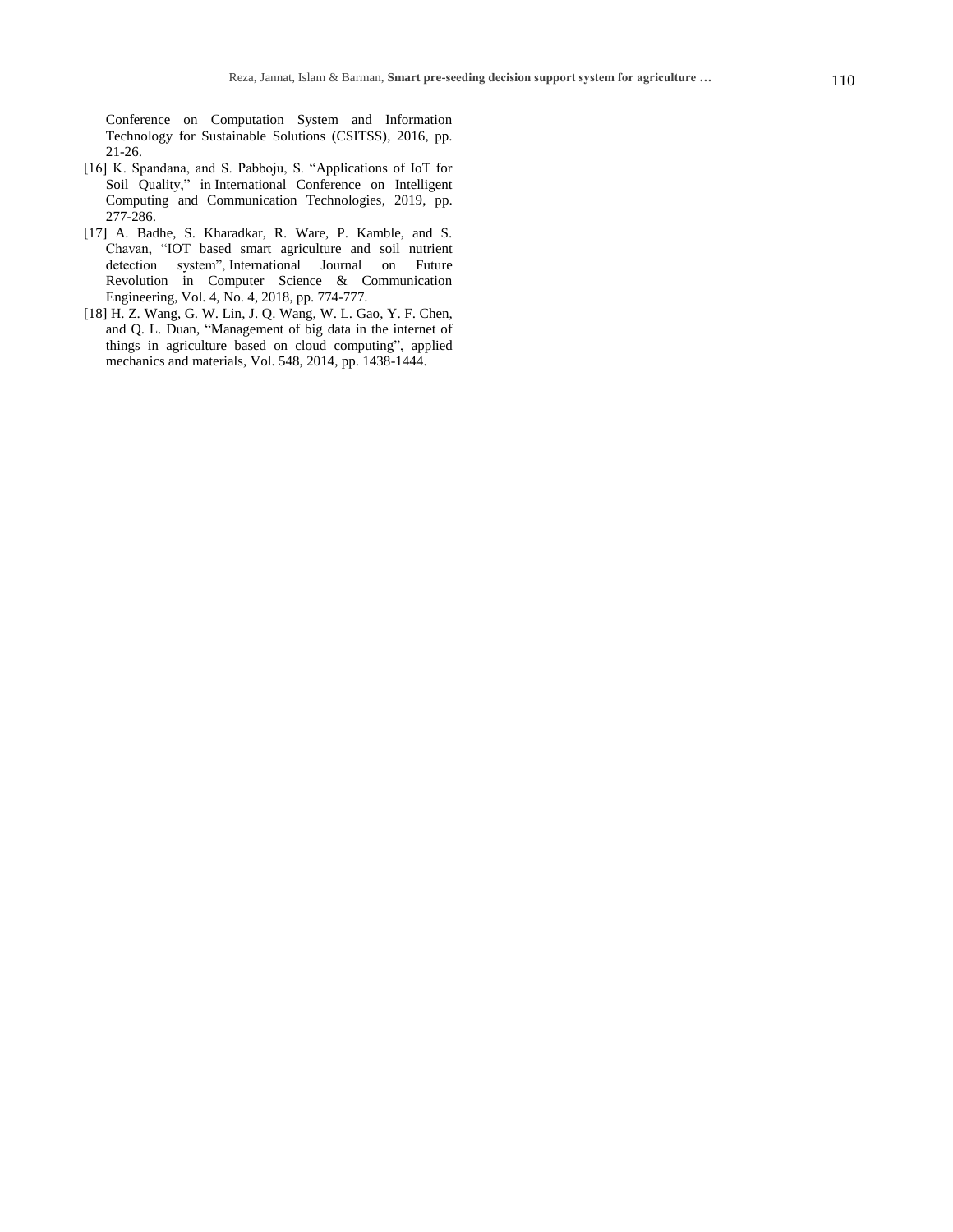Conference on Computation System and Information Technology for Sustainable Solutions (CSITSS), 2016, pp. 21-26.

[16] K. Spandana, and S. Pabboju, S. "Applications of IoT for Soil Quality," in International Conference on Intelligent Computing and Communication Technologies, 2019, pp. 277-286.

[17] A. Badhe, S. Kharadkar, R. Ware, P. Kamble, and S. Chavan, "IOT based smart agriculture and soil nutrient detection system", International Journal on Future Revolution in Computer Science & Communication Engineering, Vol. 4, No. 4, 2018, pp. 774-777.

[18] H. Z. Wang, G. W. Lin, J. Q. Wang, W. L. Gao, Y. F. Chen, and Q. L. Duan, "Management of big data in the internet of things in agriculture based on cloud computing", applied mechanics and materials, Vol. 548, 2014, pp. 1438-1444.